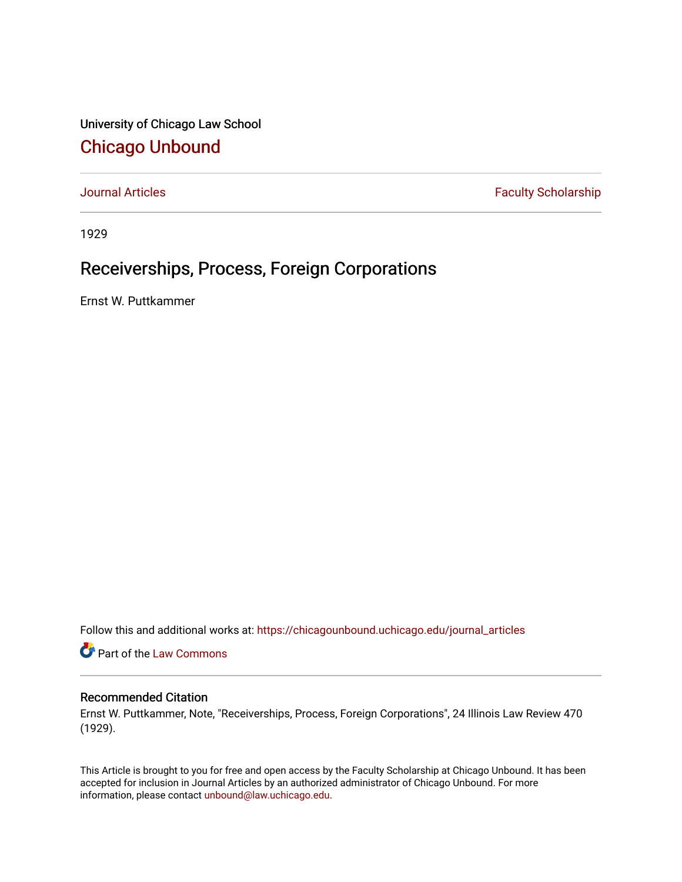University of Chicago Law School

# Chicago Unbound

Journal Articles | Faculty Scholarship

1929

## Receiverships, Process, Foreign Corporations

Ernst W. Puttkammer

Follow this and additional works at: https://chicagounbound.uchicago.edu/journal_articles

Part of the Law Commons

### Recommended Citation

Ernst W. Puttkammer, Note, "Receiverships, Process, Foreign Corporations", 24 Illinois Law Review 470 (1929).

This Article is brought to you for free and open access by the Faculty Scholarship at Chicago Unbound. It has been accepted for inclusion in Journal Articles by an authorized administrator of Chicago Unbound. For more information, please contact unbound@law.uchicago.edu.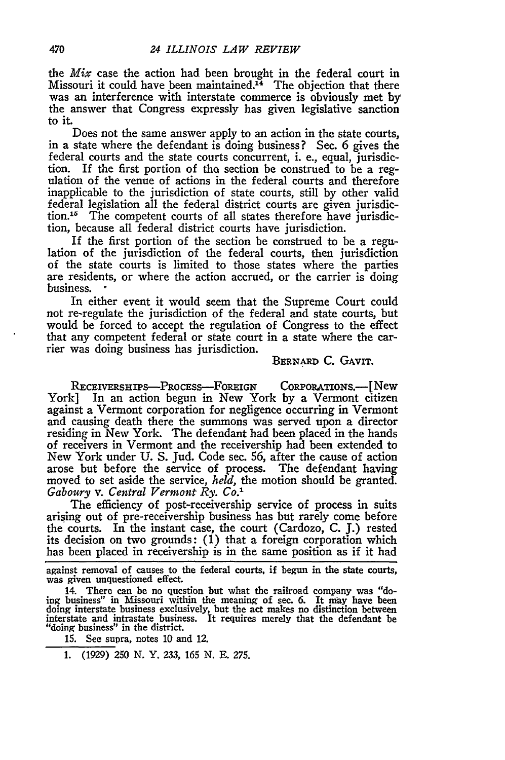the *Mix* case the action had been brought in the federal court in Missouri it could have been maintained.[14] The objection that there was an interference with interstate commerce is obviously met by the answer that Congress expressly has given legislative sanction to it.

Does not the same answer apply to an action in the state courts, in a state where the defendant is doing business? Sec. 6 gives the federal courts and the state courts concurrent, i. e., equal, jurisdiction. If the first portion of the section be construed to be a regulation of the venue of actions in the federal courts and therefore inapplicable to the jurisdiction of state courts, still by other valid federal legislation all the federal district courts are given jurisdiction.[15] The competent courts of all states therefore have jurisdiction, because all federal district courts have jurisdiction.

If the first portion of the section be construed to be a regulation of the jurisdiction of the federal courts, then jurisdiction of the state courts is limited to those states where the parties are residents, or where the action accrued, or the carrier is doing business.

In either event it would seem that the Supreme Court could not re-regulate the jurisdiction of the federal and state courts, but would be forced to accept the regulation of Congress to the effect that any competent federal or state court in a state where the carrier was doing business has jurisdiction.

BERNARD C. GAVIT.

RECEIVERSHIPS—PROCESS—FOREIGN CORPORATIONS.—[New York] In an action begun in New York by a Vermont citizen against a Vermont corporation for negligence occurring in Vermont and causing death there the summons was served upon a director residing in New York. The defendant had been placed in the hands of receivers in Vermont and the receivership had been extended to New York under U. S. Jud. Code sec. 56, after the cause of action arose but before the service of process. The defendant having moved to set aside the service, *held*, the motion should be granted. *Gaboury* v. *Central Vermont Ry. Co.*[1]

The efficiency of post-receivership service of process in suits arising out of pre-receivership business has but rarely come before the courts. In the instant case, the court (Cardozo, C. J.) rested its decision on two grounds: (1) that a foreign corporation which has been placed in receivership is in the same position as if it had

---

against removal of causes to the federal courts, if begun in the state courts, was given unquestioned effect.

14. There can be no question but what the railroad company was "doing business" in Missouri within the meaning of sec. 6. It may have been doing interstate business exclusively, but the act makes no distinction between interstate and intrastate business. It requires merely that the defendant be "doing business" in the district.

15. See supra, notes 10 and 12.

1. (1929) 250 N. Y. 233, 165 N. E. 275.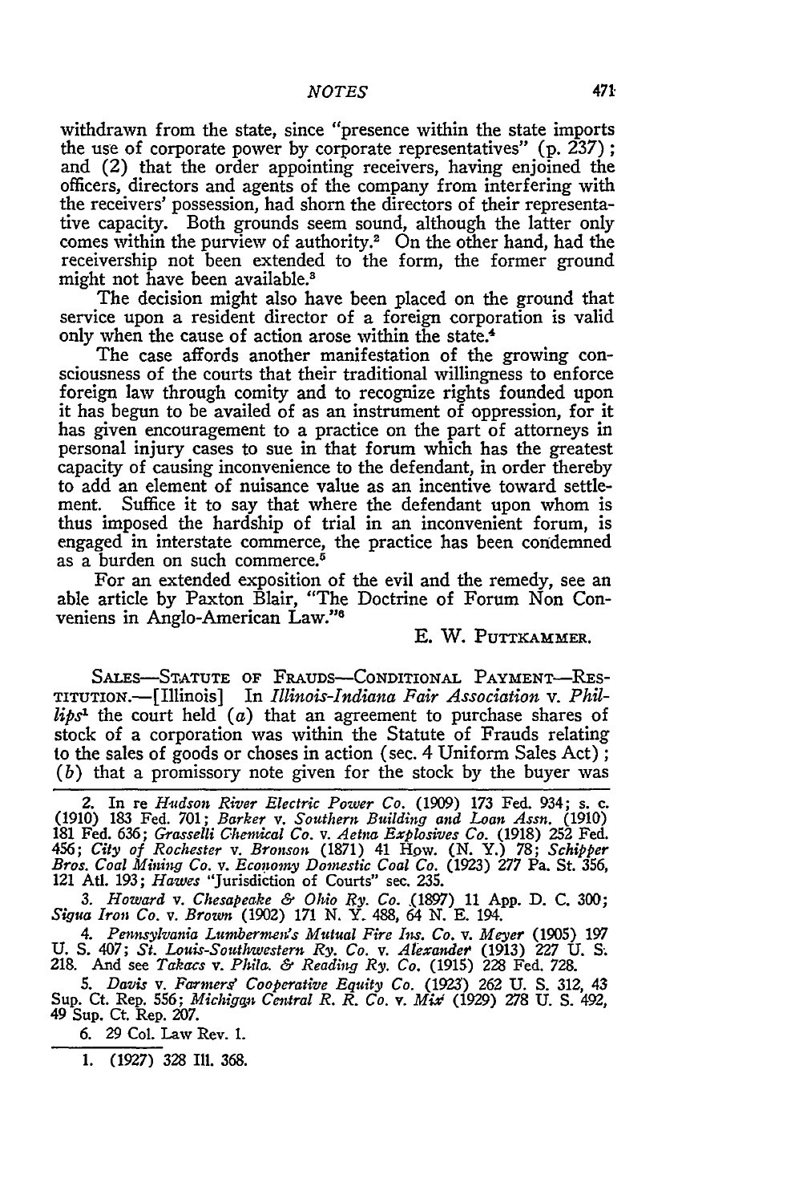withdrawn from the state, since "presence within the state imports the use of corporate power by corporate representatives" (p. 237); and (2) that the order appointing receivers, having enjoined the officers, directors and agents of the company from interfering with the receivers' possession, had shorn the directors of their representative capacity. Both grounds seem sound, although the latter only comes within the purview of authority.[2] On the other hand, had the receivership not been extended to the form, the former ground might not have been available.[3]

The decision might also have been placed on the ground that service upon a resident director of a foreign corporation is valid only when the cause of action arose within the state.[4]

The case affords another manifestation of the growing consciousness of the courts that their traditional willingness to enforce foreign law through comity and to recognize rights founded upon it has begun to be availed of as an instrument of oppression, for it has given encouragement to a practice on the part of attorneys in personal injury cases to sue in that forum which has the greatest capacity of causing inconvenience to the defendant, in order thereby to add an element of nuisance value as an incentive toward settlement. Suffice it to say that where the defendant upon whom is thus imposed the hardship of trial in an inconvenient forum, is engaged in interstate commerce, the practice has been condemned as a burden on such commerce.[5]

For an extended exposition of the evil and the remedy, see an able article by Paxton Blair, "The Doctrine of Forum Non Conveniens in Anglo-American Law."[6]

E. W. PUTTKAMMER.

SALES—STATUTE OF FRAUDS—CONDITIONAL PAYMENT—RESTITUTION.—[Illinois] In *Illinois-Indiana Fair Association* v. *Phillips*[1] the court held (*a*) that an agreement to purchase shares of stock of a corporation was within the Statute of Frauds relating to the sales of goods or choses in action (sec. 4 Uniform Sales Act); (*b*) that a promissory note given for the stock by the buyer was

---

2. In re *Hudson River Electric Power Co.* (1909) 173 Fed. 934; s. c. (1910) 183 Fed. 701; *Barker* v. *Southern Building and Loan Assn.* (1910) 181 Fed. 636; *Grasselli Chemical Co.* v. *Aetna Explosives Co.* (1918) 252 Fed. 456; *City of Rochester* v. *Bronson* (1871) 41 How. (N. Y.) 78; *Schipper Bros. Coal Mining Co.* v. *Economy Domestic Coal Co.* (1923) 277 Pa. St. 356, 121 Atl. 193; *Hawes* "Jurisdiction of Courts" sec. 235.

3. *Howard* v. *Chesapeake & Ohio Ry. Co.* (1897) 11 App. D. C. 300; *Sigua Iron Co.* v. *Brown* (1902) 171 N. Y. 488, 64 N. E. 194.

4. *Pennsylvania Lumbermen's Mutual Fire Ins. Co.* v. *Meyer* (1905) 197 U. S. 407; *St. Louis-Southwestern Ry. Co.* v. *Alexander* (1913) 227 U. S. 218. And see *Takacs* v. *Phila. & Reading Ry. Co.* (1915) 228 Fed. 728.

5. *Davis* v. *Farmers' Cooperative Equity Co.* (1923) 262 U. S. 312, 43 Sup. Ct. Rep. 556; *Michigan Central R. R. Co.* v. *Mix* (1929) 278 U. S. 492, 49 Sup. Ct. Rep. 207.

6. 29 Col. Law Rev. 1.

---

1. (1927) 328 Ill. 368.